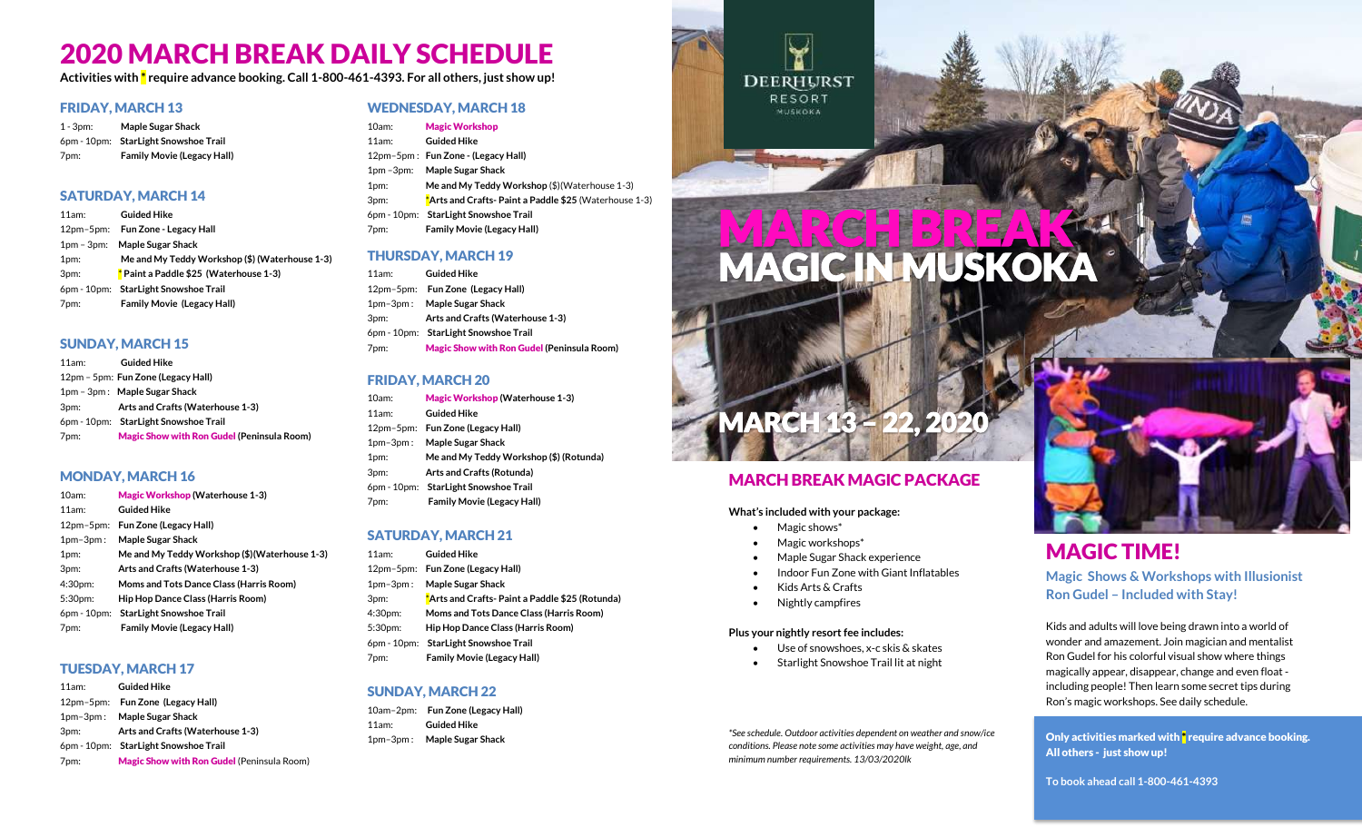# 2020 MARCH BREAK DAILY SCHEDULE

**Activities with * require advance booking. Call 1-800-461-4393. For all others, just show up!**

## FRIDAY, MARCH 13

1 - 3pm: **Maple Sugar Shack**
6pm - 10pm: **StarLight Snowshoe Trail**
7pm: **Family Movie (Legacy Hall)**

## SATURDAY, MARCH 14

11am: **Guided Hike**
12pm–5pm: **Fun Zone - Legacy Hall**
1pm – 3pm: **Maple Sugar Shack**
1pm: **Me and My Teddy Workshop ($) (Waterhouse 1-3)**
3pm: **\* Paint a Paddle $25 (Waterhouse 1-3)**
6pm - 10pm: **StarLight Snowshoe Trail**
7pm: **Family Movie (Legacy Hall)**

## SUNDAY, MARCH 15

11am: **Guided Hike**
12pm – 5pm: **Fun Zone (Legacy Hall)**
1pm – 3pm : **Maple Sugar Shack**
3pm: **Arts and Crafts (Waterhouse 1-3)**
6pm - 10pm: **StarLight Snowshoe Trail**
7pm: **Magic Show with Ron Gudel (Peninsula Room)**

## MONDAY, MARCH 16

10am: **Magic Workshop (Waterhouse 1-3)**
11am: **Guided Hike**
12pm–5pm: **Fun Zone (Legacy Hall)**
1pm–3pm : **Maple Sugar Shack**
1pm: **Me and My Teddy Workshop ($)(Waterhouse 1-3)**
3pm: **Arts and Crafts (Waterhouse 1-3)**
4:30pm: **Moms and Tots Dance Class (Harris Room)**
5:30pm: **Hip Hop Dance Class (Harris Room)**
6pm - 10pm: **StarLight Snowshoe Trail**
7pm: **Family Movie (Legacy Hall)**

## TUESDAY, MARCH 17

11am: **Guided Hike**
12pm–5pm: **Fun Zone (Legacy Hall)**
1pm–3pm : **Maple Sugar Shack**
3pm: **Arts and Crafts (Waterhouse 1-3)**
6pm - 10pm: **StarLight Snowshoe Trail**
7pm: **Magic Show with Ron Gudel** (Peninsula Room)

## WEDNESDAY, MARCH 18

10am: **Magic Workshop**
11am: **Guided Hike**
12pm–5pm : **Fun Zone - (Legacy Hall)**
1pm –3pm: **Maple Sugar Shack**
1pm: **Me and My Teddy Workshop** ($)(Waterhouse 1-3)
3pm: **\*Arts and Crafts- Paint a Paddle $25** (Waterhouse 1-3)
6pm - 10pm: **StarLight Snowshoe Trail**
7pm: **Family Movie (Legacy Hall)**

## THURSDAY, MARCH 19

11am: **Guided Hike**
12pm–5pm: **Fun Zone (Legacy Hall)**
1pm–3pm : **Maple Sugar Shack**
3pm: **Arts and Crafts (Waterhouse 1-3)**
6pm - 10pm: **StarLight Snowshoe Trail**
7pm: **Magic Show with Ron Gudel (Peninsula Room)**

## FRIDAY, MARCH 20

10am: **Magic Workshop (Waterhouse 1-3)**
11am: **Guided Hike**
12pm–5pm: **Fun Zone (Legacy Hall)**
1pm–3pm : **Maple Sugar Shack**
1pm: **Me and My Teddy Workshop ($) (Rotunda)**
3pm: **Arts and Crafts (Rotunda)**
6pm - 10pm: **StarLight Snowshoe Trail**
7pm: **Family Movie (Legacy Hall)**

## SATURDAY, MARCH 21

11am: **Guided Hike**
12pm–5pm: **Fun Zone (Legacy Hall)**
1pm–3pm : **Maple Sugar Shack**
3pm: **\*Arts and Crafts- Paint a Paddle $25 (Rotunda)**
4:30pm: **Moms and Tots Dance Class (Harris Room)**
5:30pm: **Hip Hop Dance Class (Harris Room)**
6pm - 10pm: **StarLight Snowshoe Trail**
7pm: **Family Movie (Legacy Hall)**

## SUNDAY, MARCH 22

10am–2pm: **Fun Zone (Legacy Hall)**
11am: **Guided Hike**
1pm–3pm : **Maple Sugar Shack**

DEERHURST RESORT MUSKOKA

# MARCH BREAK MAGIC IN MUSKOKA

# MARCH 13 – 22, 2020

## MARCH BREAK MAGIC PACKAGE

**What's included with your package:**

- Magic shows*
- Magic workshops*
- Maple Sugar Shack experience
- Indoor Fun Zone with Giant Inflatables
- Kids Arts & Crafts
- Nightly campfires

**Plus your nightly resort fee includes:**

- Use of snowshoes, x-c skis & skates
- Starlight Snowshoe Trail lit at night

*\*See schedule. Outdoor activities dependent on weather and snow/ice conditions. Please note some activities may have weight, age, and minimum number requirements. 13/03/2020lk*

## MAGIC TIME!

**Magic Shows & Workshops with Illusionist Ron Gudel – Included with Stay!**

Kids and adults will love being drawn into a world of wonder and amazement. Join magician and mentalist Ron Gudel for his colorful visual show where things magically appear, disappear, change and even float - including people! Then learn some secret tips during Ron's magic workshops. See daily schedule.

**Only activities marked with * require advance booking. All others - just show up!**

**To book ahead call 1-800-461-4393**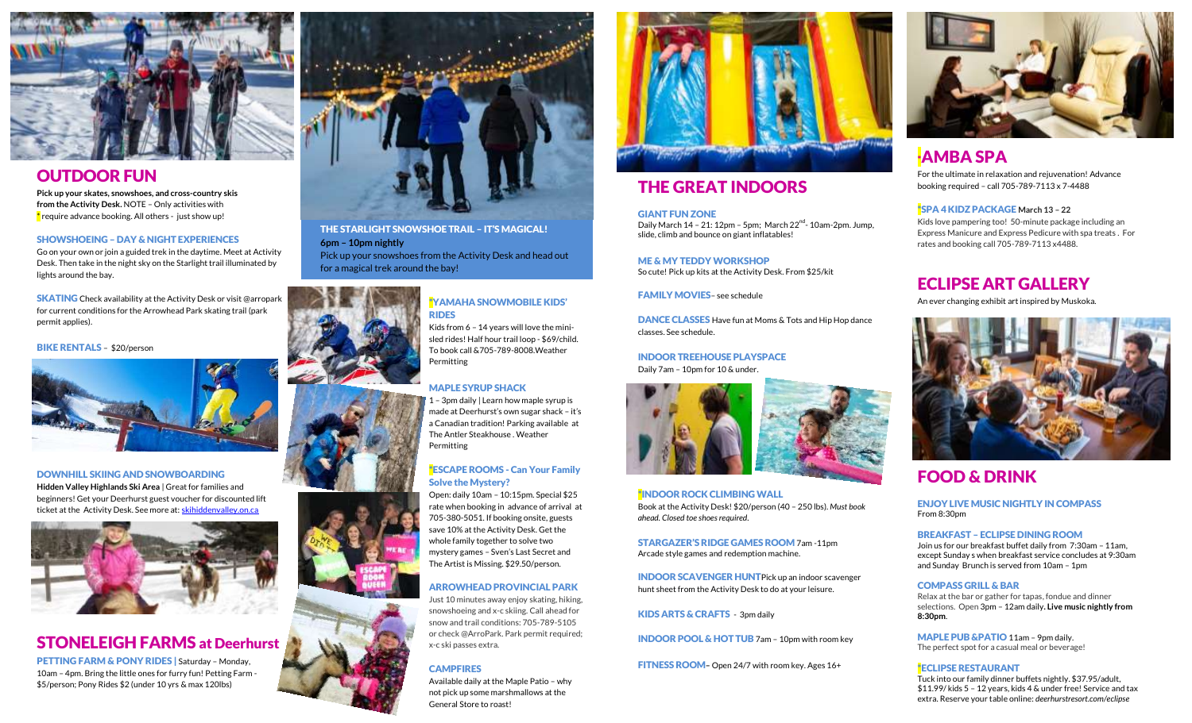# OUTDOOR FUN

**Pick up your skates, snowshoes, and cross-country skis from the Activity Desk.** NOTE – Only activities with * require advance booking. All others - just show up!

### SHOWSHOEING – DAY & NIGHT EXPERIENCES

Go on your own or join a guided trek in the daytime. Meet at Activity Desk. Then take in the night sky on the Starlight trail illuminated by lights around the bay.

**SKATING** Check availability at the Activity Desk or visit @arropark for current conditions for the Arrowhead Park skating trail (park permit applies).

**BIKE RENTALS** – $20/person

### DOWNHILL SKIING AND SNOWBOARDING

**Hidden Valley Highlands Ski Area** | Great for families and beginners! Get your Deerhurst guest voucher for discounted lift ticket at the Activity Desk. See more at: skihiddenvalley.on.ca

**THE STARLIGHT SNOWSHOE TRAIL – IT'S MAGICAL!**
**6pm – 10pm nightly**
Pick up your snowshoes from the Activity Desk and head out for a magical trek around the bay!

### *YAMAHA SNOWMOBILE KIDS' RIDES

Kids from 6 – 14 years will love the mini-sled rides! Half hour trail loop - $69/child. To book call &705-789-8008.Weather Permitting

### MAPLE SYRUP SHACK

1 – 3pm daily | Learn how maple syrup is made at Deerhurst's own sugar shack – it's a Canadian tradition! Parking available at The Antler Steakhouse . Weather Permitting

### *ESCAPE ROOMS - Can Your Family Solve the Mystery?

Open: daily 10am – 10:15pm. Special $25 rate when booking in advance of arrival at 705-380-5051. If booking onsite, guests save 10% at the Activity Desk. Get the whole family together to solve two mystery games – Sven's Last Secret and The Artist is Missing. $29.50/person.

### ARROWHEAD PROVINCIAL PARK

Just 10 minutes away enjoy skating, hiking, snowshoeing and x-c skiing. Call ahead for snow and trail conditions: 705-789-5105 or check @ArroPark. Park permit required; x-c ski passes extra.

### CAMPFIRES

Available daily at the Maple Patio – why not pick up some marshmallows at the General Store to roast!

# STONELEIGH FARMS at Deerhurst

**PETTING FARM & PONY RIDES** | Saturday – Monday, 10am – 4pm. Bring the little ones for furry fun! Petting Farm - $5/person; Pony Rides $2 (under 10 yrs & max 120lbs)

# THE GREAT INDOORS

### GIANT FUN ZONE

Daily March 14 – 21: 12pm – 5pm; March 22nd- 10am-2pm. Jump, slide, climb and bounce on giant inflatables!

### ME & MY TEDDY WORKSHOP

So cute! Pick up kits at the Activity Desk. From $25/kit

**FAMILY MOVIES**– see schedule

**DANCE CLASSES** Have fun at Moms & Tots and Hip Hop dance classes. See schedule.

### INDOOR TREEHOUSE PLAYSPACE

Daily 7am – 10pm for 10 & under.

### *INDOOR ROCK CLIMBING WALL

Book at the Activity Desk! $20/person (40 – 250 lbs). *Must book ahead. Closed toe shoes required.*

**STARGAZER'S RIDGE GAMES ROOM** 7am -11pm
Arcade style games and redemption machine.

**INDOOR SCAVENGER HUNT** Pick up an indoor scavenger hunt sheet from the Activity Desk to do at your leisure.

**KIDS ARTS & CRAFTS** - 3pm daily

**INDOOR POOL & HOT TUB** 7am – 10pm with room key

**FITNESS ROOM**– Open 24/7 with room key. Ages 16+

# *AMBA SPA

For the ultimate in relaxation and rejuvenation! Advance booking required – call 705-789-7113 x 7-4488

### *SPA 4 KIDZ PACKAGE March 13 – 22

Kids love pampering too! 50-minute package including an Express Manicure and Express Pedicure with spa treats . For rates and booking call 705-789-7113 x4488.

# ECLIPSE ART GALLERY

An ever changing exhibit art inspired by Muskoka.

# FOOD & DRINK

### ENJOY LIVE MUSIC NIGHTLY IN COMPASS

From 8:30pm

### BREAKFAST – ECLIPSE DINING ROOM

Join us for our breakfast buffet daily from 7:30am – 11am, except Sunday s when breakfast service concludes at 9:30am and Sunday Brunch is served from 10am – 1pm

### COMPASS GRILL & BAR

Relax at the bar or gather for tapas, fondue and dinner selections. Open 3pm – 12am daily**. Live music nightly from 8:30pm**.

**MAPLE PUB &PATIO** 11am – 9pm daily.
The perfect spot for a casual meal or beverage!

### *ECLIPSE RESTAURANT

Tuck into our family dinner buffets nightly. $37.95/adult, $11.99/ kids 5 – 12 years, kids 4 & under free! Service and tax extra. Reserve your table online: *deerhurstresort.com/eclipse*